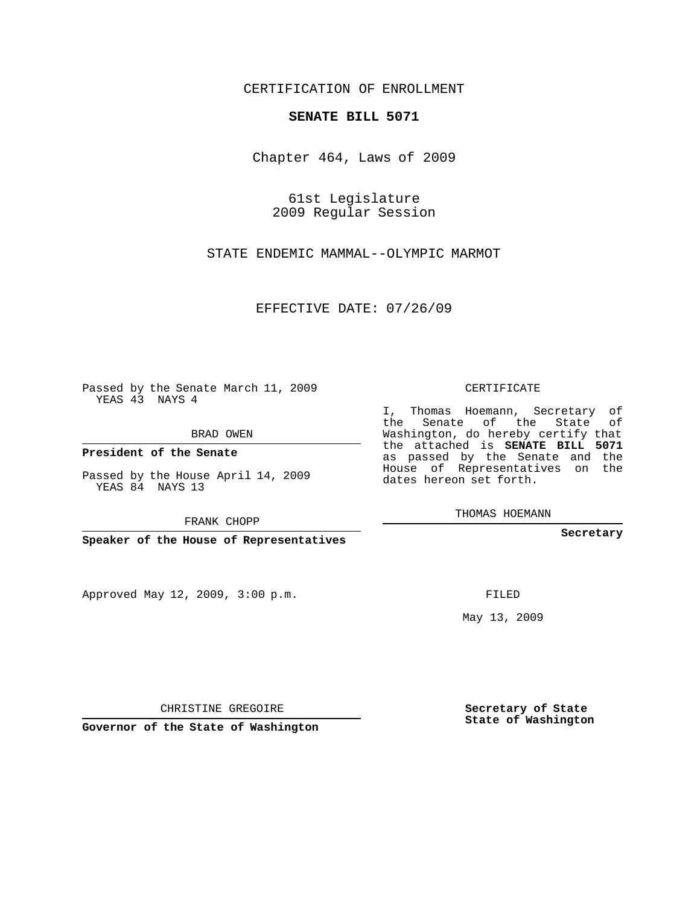CERTIFICATION OF ENROLLMENT

**SENATE BILL 5071**

Chapter 464, Laws of 2009

61st Legislature
2009 Regular Session

STATE ENDEMIC MAMMAL--OLYMPIC MARMOT

EFFECTIVE DATE: 07/26/09

Passed by the Senate March 11, 2009
YEAS 43 NAYS 4

BRAD OWEN

**President of the Senate**

Passed by the House April 14, 2009
YEAS 84 NAYS 13

FRANK CHOPP

**Speaker of the House of Representatives**

CERTIFICATE

I, Thomas Hoemann, Secretary of the Senate of the State of Washington, do hereby certify that the attached is **SENATE BILL 5071** as passed by the Senate and the House of Representatives on the dates hereon set forth.

THOMAS HOEMANN

**Secretary**

Approved May 12, 2009, 3:00 p.m.

FILED

May 13, 2009

CHRISTINE GREGOIRE

**Governor of the State of Washington**

**Secretary of State**
**State of Washington**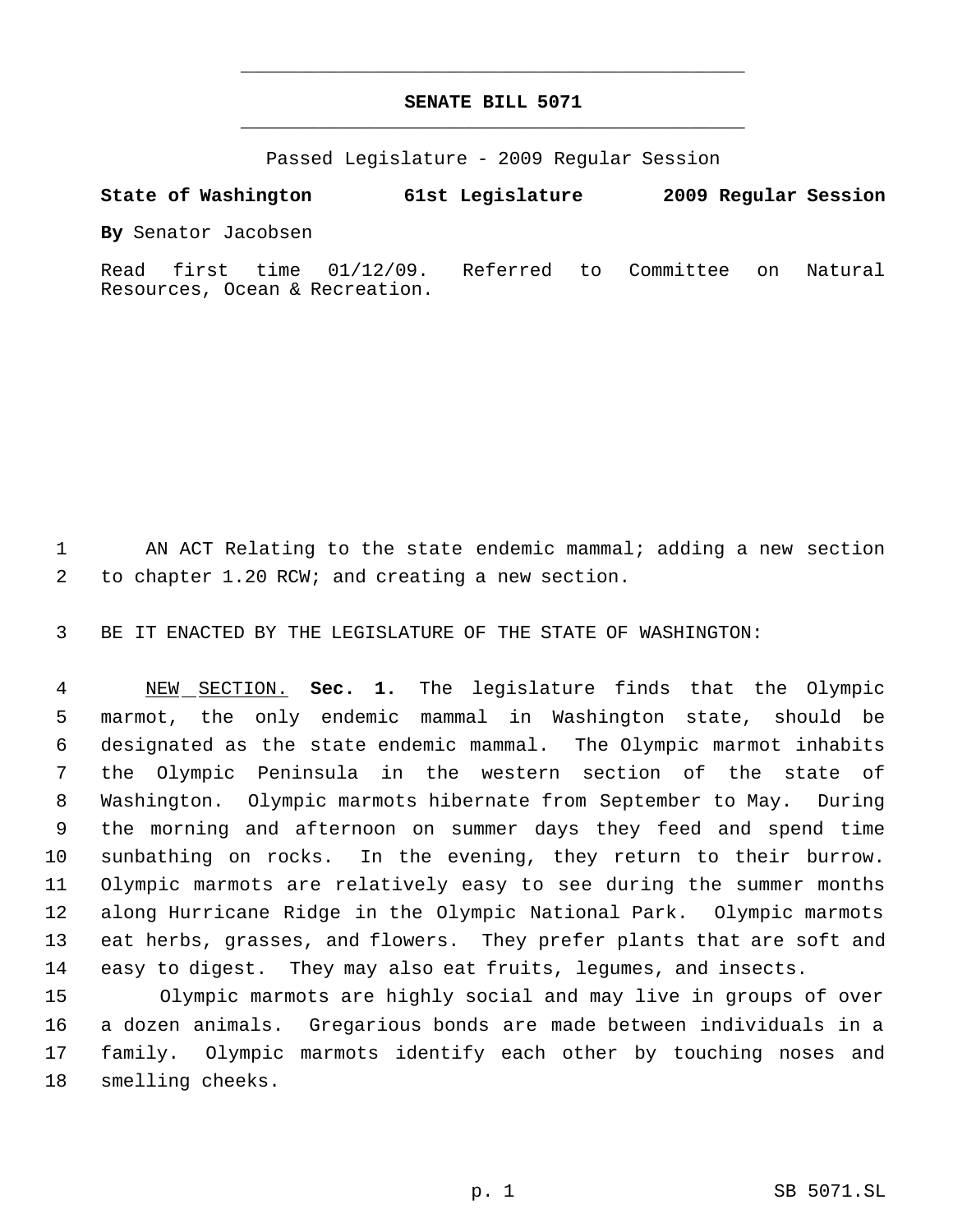# SENATE BILL 5071

Passed Legislature - 2009 Regular Session

**State of Washington 61st Legislature 2009 Regular Session**

**By** Senator Jacobsen

Read first time 01/12/09. Referred to Committee on Natural Resources, Ocean & Recreation.

AN ACT Relating to the state endemic mammal; adding a new section to chapter 1.20 RCW; and creating a new section.

BE IT ENACTED BY THE LEGISLATURE OF THE STATE OF WASHINGTON:

NEW SECTION. **Sec. 1.** The legislature finds that the Olympic marmot, the only endemic mammal in Washington state, should be designated as the state endemic mammal. The Olympic marmot inhabits the Olympic Peninsula in the western section of the state of Washington. Olympic marmots hibernate from September to May. During the morning and afternoon on summer days they feed and spend time sunbathing on rocks. In the evening, they return to their burrow. Olympic marmots are relatively easy to see during the summer months along Hurricane Ridge in the Olympic National Park. Olympic marmots eat herbs, grasses, and flowers. They prefer plants that are soft and easy to digest. They may also eat fruits, legumes, and insects.

Olympic marmots are highly social and may live in groups of over a dozen animals. Gregarious bonds are made between individuals in a family. Olympic marmots identify each other by touching noses and smelling cheeks.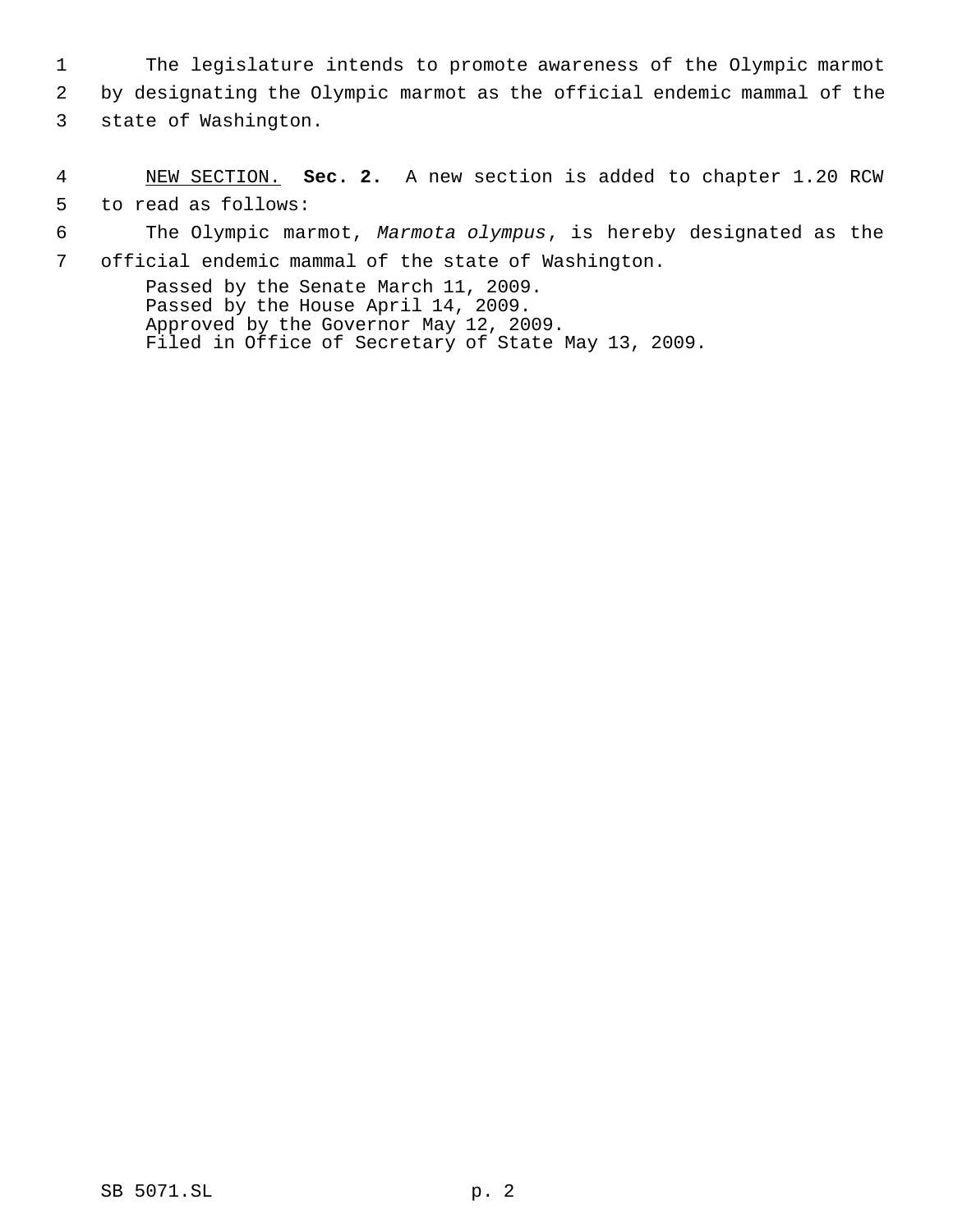The legislature intends to promote awareness of the Olympic marmot by designating the Olympic marmot as the official endemic mammal of the state of Washington.

NEW SECTION. **Sec. 2.** A new section is added to chapter 1.20 RCW to read as follows:

The Olympic marmot, *Marmota olympus*, is hereby designated as the official endemic mammal of the state of Washington.

Passed by the Senate March 11, 2009.
Passed by the House April 14, 2009.
Approved by the Governor May 12, 2009.
Filed in Office of Secretary of State May 13, 2009.